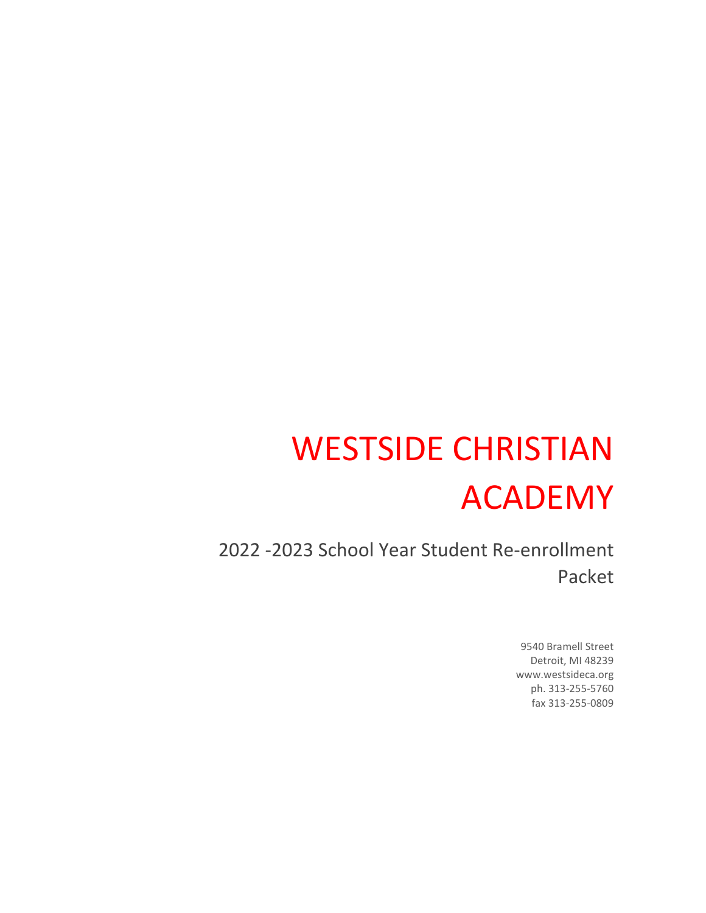# WESTSIDE CHRISTIAN ACADEMY

## 2022 -2023 School Year Student Re-enrollment Packet

9540 Bramell Street
Detroit, MI 48239
www.westsideca.org
ph. 313-255-5760
fax 313-255-0809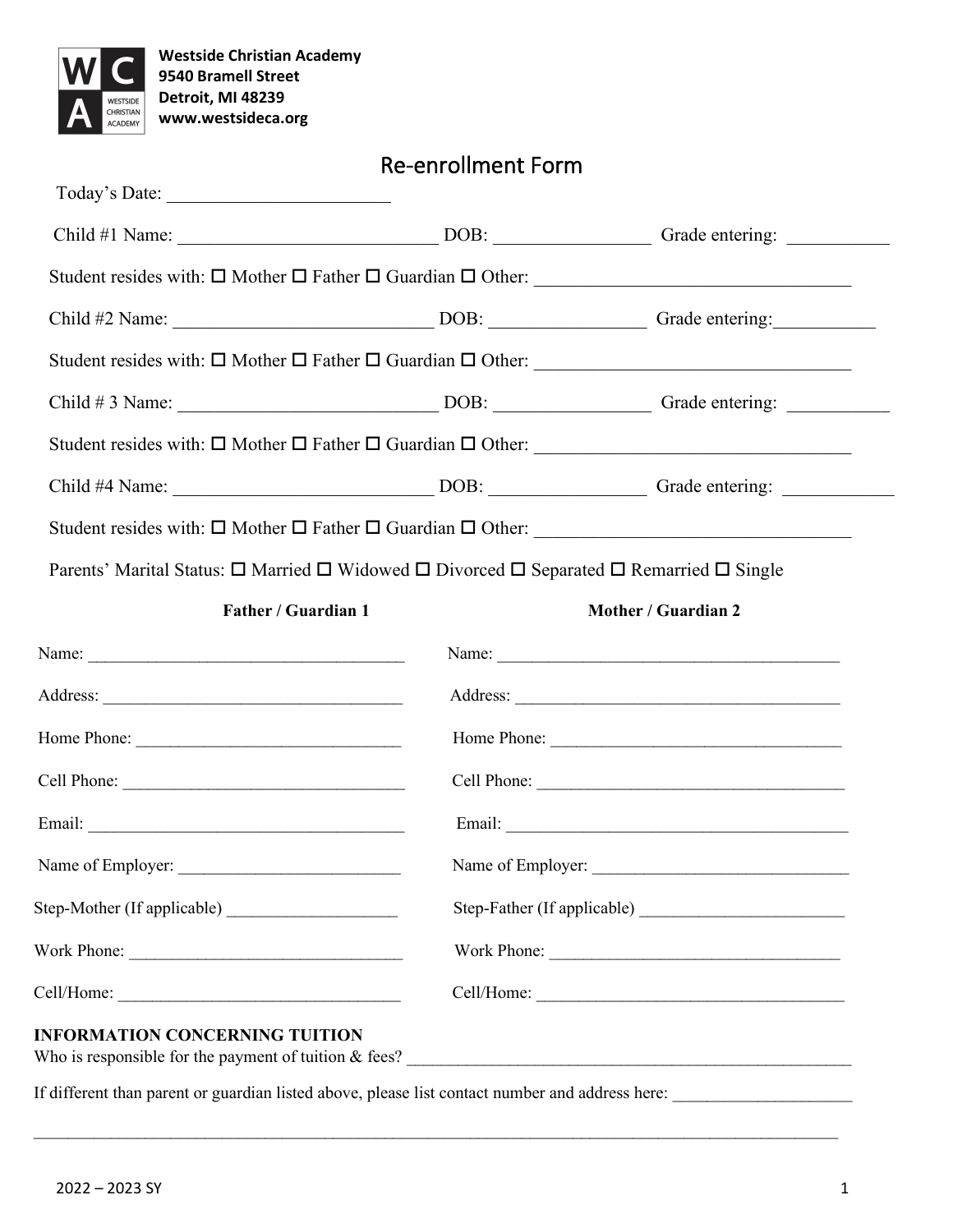**Westside Christian Academy**
**9540 Bramell Street**
**Detroit, MI 48239**
**www.westsideca.org**

# Re-enrollment Form

Today's Date: ________________________

Child #1 Name: ____________________________ DOB: ________________ Grade entering: __________

Student resides with: ☐ Mother ☐ Father ☐ Guardian ☐ Other: ________________________________

Child #2 Name: ____________________________ DOB: ________________ Grade entering: __________

Student resides with: ☐ Mother ☐ Father ☐ Guardian ☐ Other: ________________________________

Child # 3 Name: ____________________________ DOB: ________________ Grade entering: __________

Student resides with: ☐ Mother ☐ Father ☐ Guardian ☐ Other: ________________________________

Child #4 Name: ____________________________ DOB: ________________ Grade entering: ___________

Student resides with: ☐ Mother ☐ Father ☐ Guardian ☐ Other: ________________________________

Parents' Marital Status: ☐ Married ☐ Widowed ☐ Divorced ☐ Separated ☐ Remarried ☐ Single

**Father / Guardian 1**

Name: ____________________________________

Address: __________________________________

Home Phone: ______________________________

Cell Phone: ________________________________

Email: _____________________________________

Name of Employer: __________________________

Step-Mother (If applicable) ___________________

Work Phone: _______________________________

Cell/Home: ________________________________

**Mother / Guardian 2**

Name: ________________________________________

Address: ______________________________________

Home Phone: __________________________________

Cell Phone: ____________________________________

Email: ________________________________________

Name of Employer: ______________________________

Step-Father (If applicable) _______________________

Work Phone: __________________________________

Cell/Home: ____________________________________

**INFORMATION CONCERNING TUITION**

Who is responsible for the payment of tuition & fees? ____________________________________________________

If different than parent or guardian listed above, please list contact number and address here: ____________________

______________________________________________________________________________________________

2022 – 2023 SY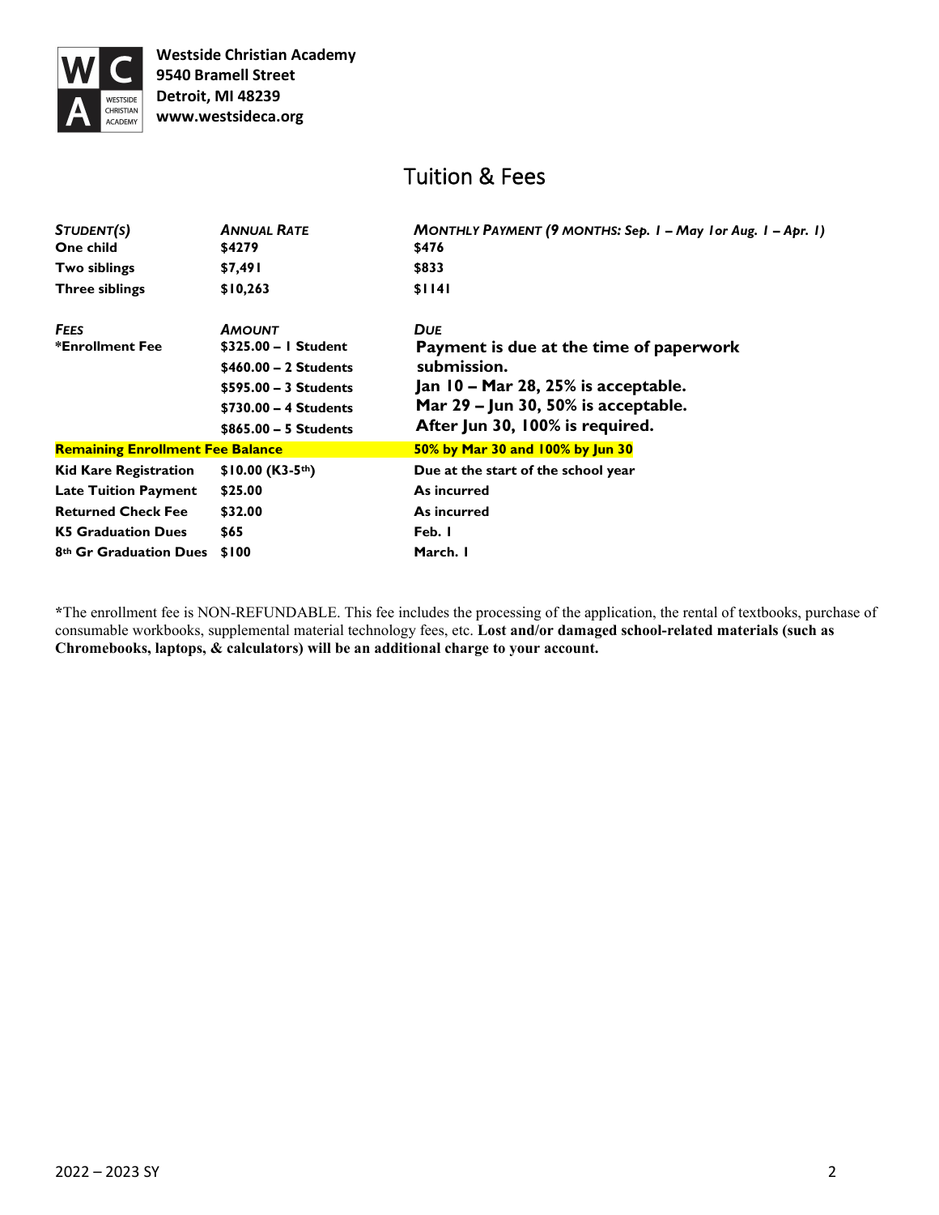**Westside Christian Academy**
**9540 Bramell Street**
**Detroit, MI 48239**
**www.westsideca.org**

# Tuition & Fees

| *STUDENT(S)* | *ANNUAL RATE* | *MONTHLY PAYMENT (9 MONTHS: Sep. 1 – May 1or Aug. 1 – Apr. 1)* |
|---|---|---|
| **One child** | **$4279** | **$476** |
| **Two siblings** | **$7,491** | **$833** |
| **Three siblings** | **$10,263** | **$1141** |
| *FEES* | *AMOUNT* | *DUE* |
| ***Enrollment Fee** | **$325.00 – 1 Student**<br>**$460.00 – 2 Students**<br>**$595.00 – 3 Students**<br>**$730.00 – 4 Students**<br>**$865.00 – 5 Students** | **Payment is due at the time of paperwork submission.**<br>**Jan 10 – Mar 28, 25% is acceptable.**<br>**Mar 29 – Jun 30, 50% is acceptable.**<br>**After Jun 30, 100% is required.** |
| **Remaining Enrollment Fee Balance** | | **50% by Mar 30 and 100% by Jun 30** |
| **Kid Kare Registration** | **$10.00 (K3-5th)** | **Due at the start of the school year** |
| **Late Tuition Payment** | **$25.00** | **As incurred** |
| **Returned Check Fee** | **$32.00** | **As incurred** |
| **K5 Graduation Dues** | **$65** | **Feb. 1** |
| **8th Gr Graduation Dues** | **$100** | **March. 1** |

*The enrollment fee is NON-REFUNDABLE. This fee includes the processing of the application, the rental of textbooks, purchase of consumable workbooks, supplemental material technology fees, etc. **Lost and/or damaged school-related materials (such as Chromebooks, laptops, & calculators) will be an additional charge to your account.**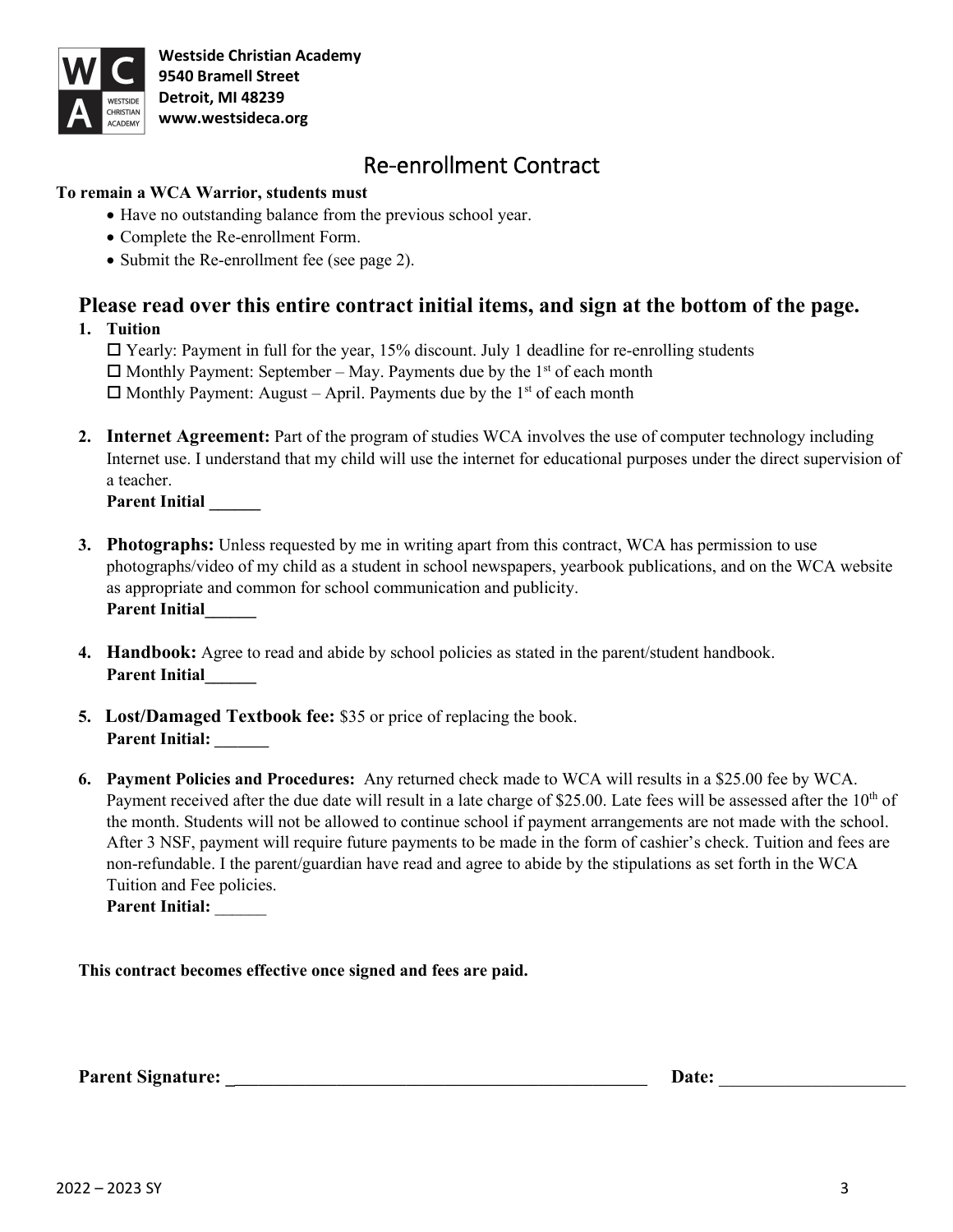**Westside Christian Academy**
**9540 Bramell Street**
**Detroit, MI 48239**
**www.westsideca.org**

# Re-enrollment Contract

**To remain a WCA Warrior, students must**

- Have no outstanding balance from the previous school year.
- Complete the Re-enrollment Form.
- Submit the Re-enrollment fee (see page 2).

## Please read over this entire contract initial items, and sign at the bottom of the page.

1. **Tuition**
   - ☐ Yearly: Payment in full for the year, 15% discount. July 1 deadline for re-enrolling students
   - ☐ Monthly Payment: September – May. Payments due by the 1st of each month
   - ☐ Monthly Payment: August – April. Payments due by the 1st of each month

2. **Internet Agreement:** Part of the program of studies WCA involves the use of computer technology including Internet use. I understand that my child will use the internet for educational purposes under the direct supervision of a teacher.
   **Parent Initial ______**

3. **Photographs:** Unless requested by me in writing apart from this contract, WCA has permission to use photographs/video of my child as a student in school newspapers, yearbook publications, and on the WCA website as appropriate and common for school communication and publicity.
   **Parent Initial______**

4. **Handbook:** Agree to read and abide by school policies as stated in the parent/student handbook.
   **Parent Initial______**

5. **Lost/Damaged Textbook fee:** $35 or price of replacing the book.
   **Parent Initial: ______**

6. **Payment Policies and Procedures:** Any returned check made to WCA will results in a $25.00 fee by WCA. Payment received after the due date will result in a late charge of $25.00. Late fees will be assessed after the 10th of the month. Students will not be allowed to continue school if payment arrangements are not made with the school. After 3 NSF, payment will require future payments to be made in the form of cashier's check. Tuition and fees are non-refundable. I the parent/guardian have read and agree to abide by the stipulations as set forth in the WCA Tuition and Fee policies.
   **Parent Initial:** ______

**This contract becomes effective once signed and fees are paid.**

**Parent Signature: ________________________________________________** **Date:** ____________________

2022 – 2023 SY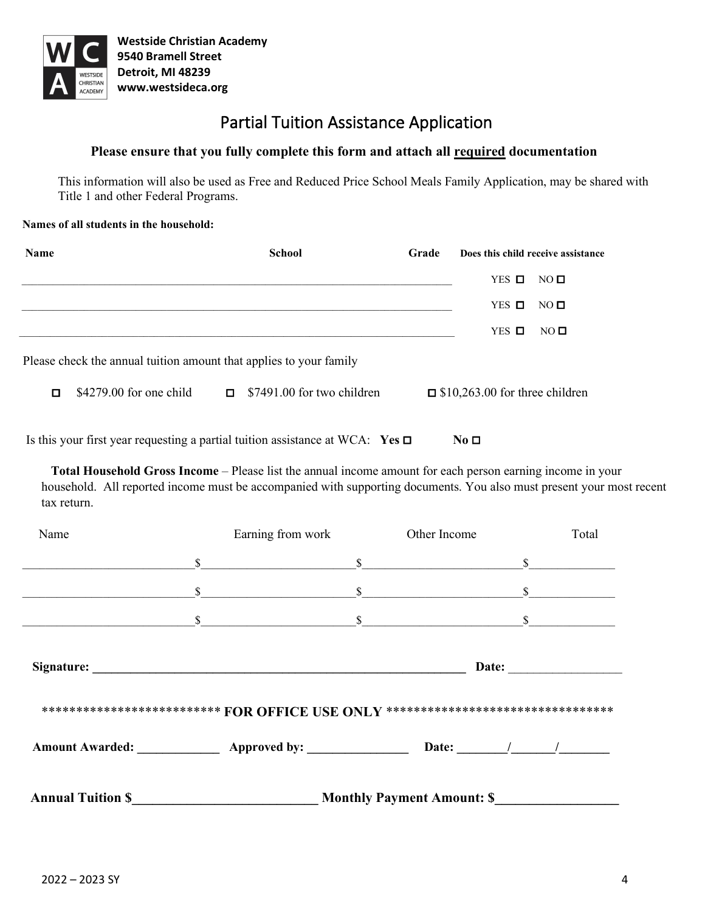**WCA**
**Westside Christian Academy**
**9540 Bramell Street**
**Detroit, MI 48239**
**www.westsideca.org**

# Partial Tuition Assistance Application

**Please ensure that you fully complete this form and attach all <u>required</u> documentation**

This information will also be used as Free and Reduced Price School Meals Family Application, may be shared with Title 1 and other Federal Programs.

**Names of all students in the household:**

| Name | School | Grade | Does this child receive assistance |
|---|---|---|---|
| | | | YES ☐ NO ☐ |
| | | | YES ☐ NO ☐ |
| | | | YES ☐ NO ☐ |

Please check the annual tuition amount that applies to your family

☐ $4279.00 for one child ☐ $7491.00 for two children ☐ $10,263.00 for three children

Is this your first year requesting a partial tuition assistance at WCA: **Yes** ☐ **No** ☐

**Total Household Gross Income** – Please list the annual income amount for each person earning income in your household. All reported income must be accompanied with supporting documents. You also must present your most recent tax return.

| Name | Earning from work | Other Income | Total |
|---|---|---|---|
| | $ | $ | $ |
| | $ | $ | $ |
| | $ | $ | $ |

**Signature:** ______________________________ **Date:** ______________

************************* **FOR OFFICE USE ONLY** *********************************

**Amount Awarded:** ____________ **Approved by:** ______________ **Date:** _______/______/_______

**Annual Tuition $**__________________________ **Monthly Payment Amount: $**_________________

2022 – 2023 SY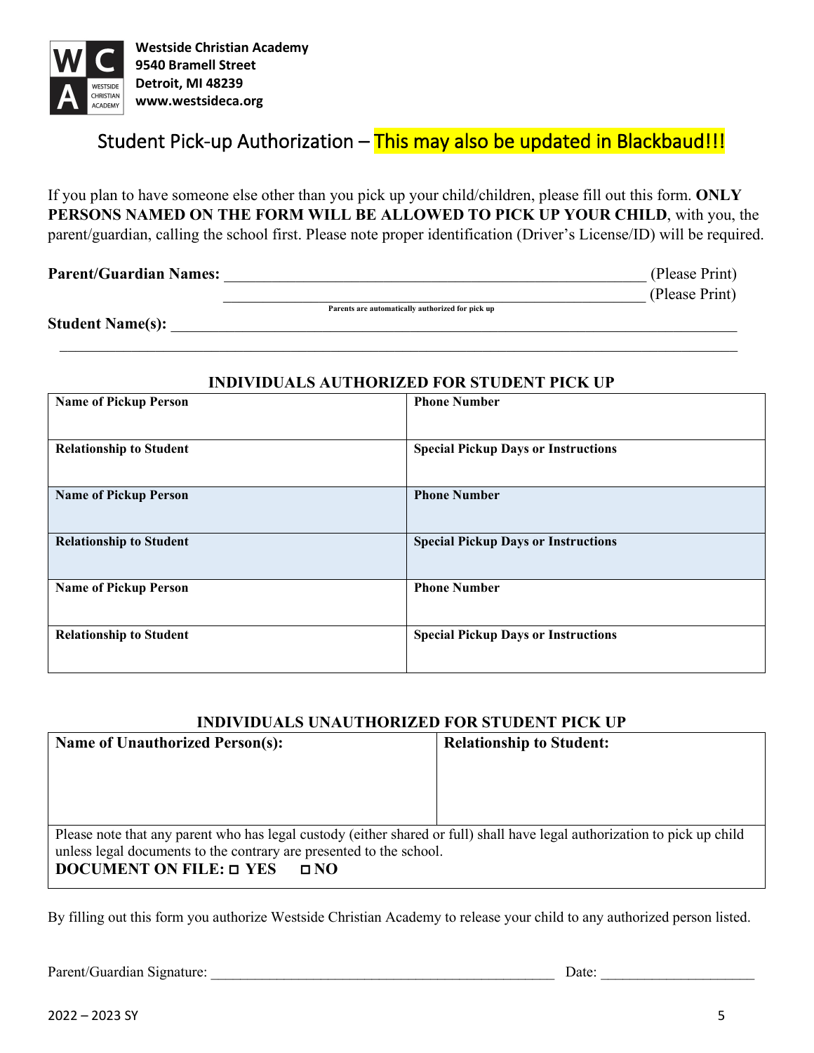**Westside Christian Academy**
**9540 Bramell Street**
**Detroit, MI 48239**
**www.westsideca.org**

# Student Pick-up Authorization – This may also be updated in Blackbaud!!!

If you plan to have someone else other than you pick up your child/children, please fill out this form. **ONLY PERSONS NAMED ON THE FORM WILL BE ALLOWED TO PICK UP YOUR CHILD**, with you, the parent/guardian, calling the school first. Please note proper identification (Driver's License/ID) will be required.

**Parent/Guardian Names:** _______________________________________________ (Please Print)

_______________________________________________ (Please Print)

Parents are automatically authorized for pick up

**Student Name(s):** ____________________________________________________________

____________________________________________________________

### INDIVIDUALS AUTHORIZED FOR STUDENT PICK UP

| | |
|---|---|
| **Name of Pickup Person** | **Phone Number** |
| **Relationship to Student** | **Special Pickup Days or Instructions** |
| **Name of Pickup Person** | **Phone Number** |
| **Relationship to Student** | **Special Pickup Days or Instructions** |
| **Name of Pickup Person** | **Phone Number** |
| **Relationship to Student** | **Special Pickup Days or Instructions** |

### INDIVIDUALS UNAUTHORIZED FOR STUDENT PICK UP

| **Name of Unauthorized Person(s):** | **Relationship to Student:** |
|---|---|
| | |

Please note that any parent who has legal custody (either shared or full) shall have legal authorization to pick up child unless legal documents to the contrary are presented to the school.

**DOCUMENT ON FILE:** ☐ **YES** ☐ **NO**

By filling out this form you authorize Westside Christian Academy to release your child to any authorized person listed.

Parent/Guardian Signature: ______________________________________ Date: ___________________

2022 – 2023 SY